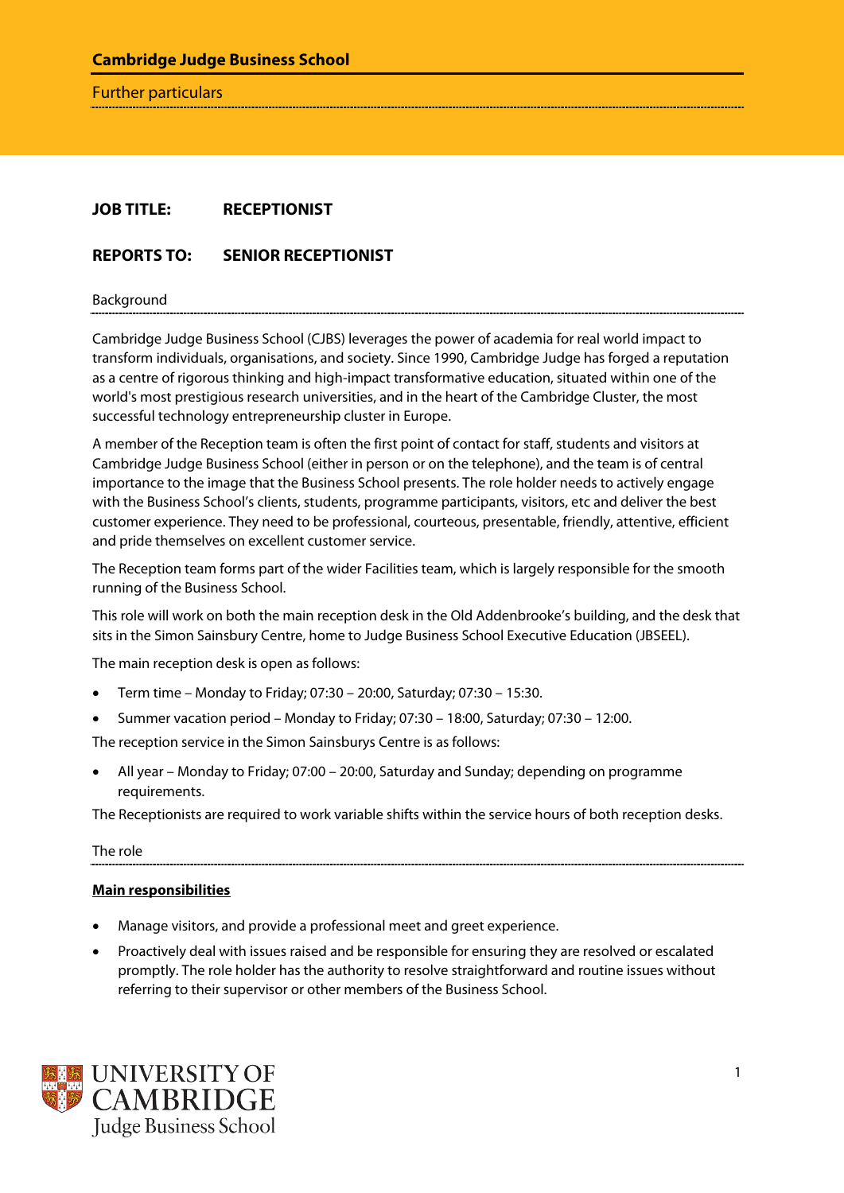**Cambridge Judge Business School**

Further particulars

**JOB TITLE:** **RECEPTIONIST**

**REPORTS TO:** **SENIOR RECEPTIONIST**

## Background

Cambridge Judge Business School (CJBS) leverages the power of academia for real world impact to transform individuals, organisations, and society. Since 1990, Cambridge Judge has forged a reputation as a centre of rigorous thinking and high-impact transformative education, situated within one of the world's most prestigious research universities, and in the heart of the Cambridge Cluster, the most successful technology entrepreneurship cluster in Europe.

A member of the Reception team is often the first point of contact for staff, students and visitors at Cambridge Judge Business School (either in person or on the telephone), and the team is of central importance to the image that the Business School presents. The role holder needs to actively engage with the Business School's clients, students, programme participants, visitors, etc and deliver the best customer experience. They need to be professional, courteous, presentable, friendly, attentive, efficient and pride themselves on excellent customer service.

The Reception team forms part of the wider Facilities team, which is largely responsible for the smooth running of the Business School.

This role will work on both the main reception desk in the Old Addenbrooke's building, and the desk that sits in the Simon Sainsbury Centre, home to Judge Business School Executive Education (JBSEEL).

The main reception desk is open as follows:

- Term time – Monday to Friday; 07:30 – 20:00, Saturday; 07:30 – 15:30.
- Summer vacation period – Monday to Friday; 07:30 – 18:00, Saturday; 07:30 – 12:00.

The reception service in the Simon Sainsburys Centre is as follows:

- All year – Monday to Friday; 07:00 – 20:00, Saturday and Sunday; depending on programme requirements.

The Receptionists are required to work variable shifts within the service hours of both reception desks.

## The role

**Main responsibilities**

- Manage visitors, and provide a professional meet and greet experience.
- Proactively deal with issues raised and be responsible for ensuring they are resolved or escalated promptly. The role holder has the authority to resolve straightforward and routine issues without referring to their supervisor or other members of the Business School.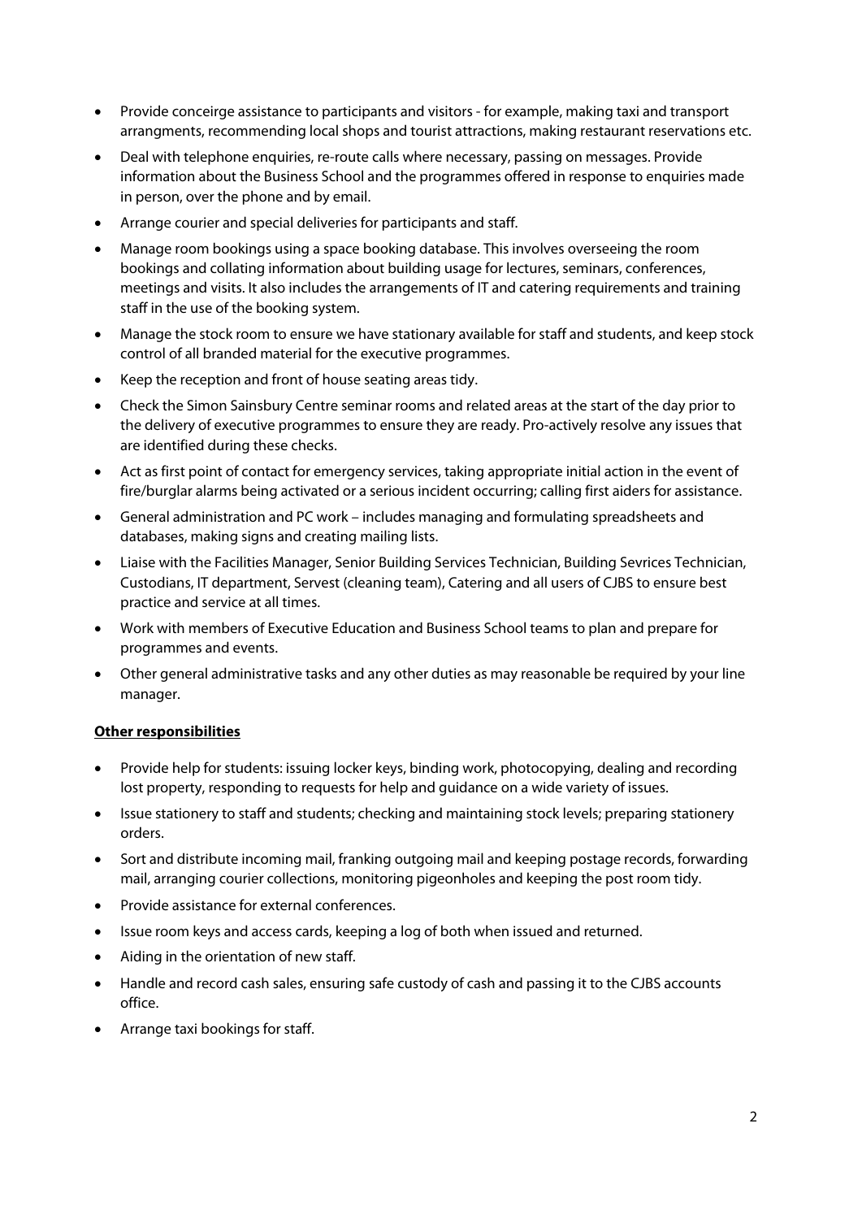- Provide conceirge assistance to participants and visitors - for example, making taxi and transport arrangments, recommending local shops and tourist attractions, making restaurant reservations etc.
- Deal with telephone enquiries, re-route calls where necessary, passing on messages. Provide information about the Business School and the programmes offered in response to enquiries made in person, over the phone and by email.
- Arrange courier and special deliveries for participants and staff.
- Manage room bookings using a space booking database. This involves overseeing the room bookings and collating information about building usage for lectures, seminars, conferences, meetings and visits. It also includes the arrangements of IT and catering requirements and training staff in the use of the booking system.
- Manage the stock room to ensure we have stationary available for staff and students, and keep stock control of all branded material for the executive programmes.
- Keep the reception and front of house seating areas tidy.
- Check the Simon Sainsbury Centre seminar rooms and related areas at the start of the day prior to the delivery of executive programmes to ensure they are ready. Pro-actively resolve any issues that are identified during these checks.
- Act as first point of contact for emergency services, taking appropriate initial action in the event of fire/burglar alarms being activated or a serious incident occurring; calling first aiders for assistance.
- General administration and PC work – includes managing and formulating spreadsheets and databases, making signs and creating mailing lists.
- Liaise with the Facilities Manager, Senior Building Services Technician, Building Sevrices Technician, Custodians, IT department, Servest (cleaning team), Catering and all users of CJBS to ensure best practice and service at all times.
- Work with members of Executive Education and Business School teams to plan and prepare for programmes and events.
- Other general administrative tasks and any other duties as may reasonable be required by your line manager.

**Other responsibilities**

- Provide help for students: issuing locker keys, binding work, photocopying, dealing and recording lost property, responding to requests for help and guidance on a wide variety of issues.
- Issue stationery to staff and students; checking and maintaining stock levels; preparing stationery orders.
- Sort and distribute incoming mail, franking outgoing mail and keeping postage records, forwarding mail, arranging courier collections, monitoring pigeonholes and keeping the post room tidy.
- Provide assistance for external conferences.
- Issue room keys and access cards, keeping a log of both when issued and returned.
- Aiding in the orientation of new staff.
- Handle and record cash sales, ensuring safe custody of cash and passing it to the CJBS accounts office.
- Arrange taxi bookings for staff.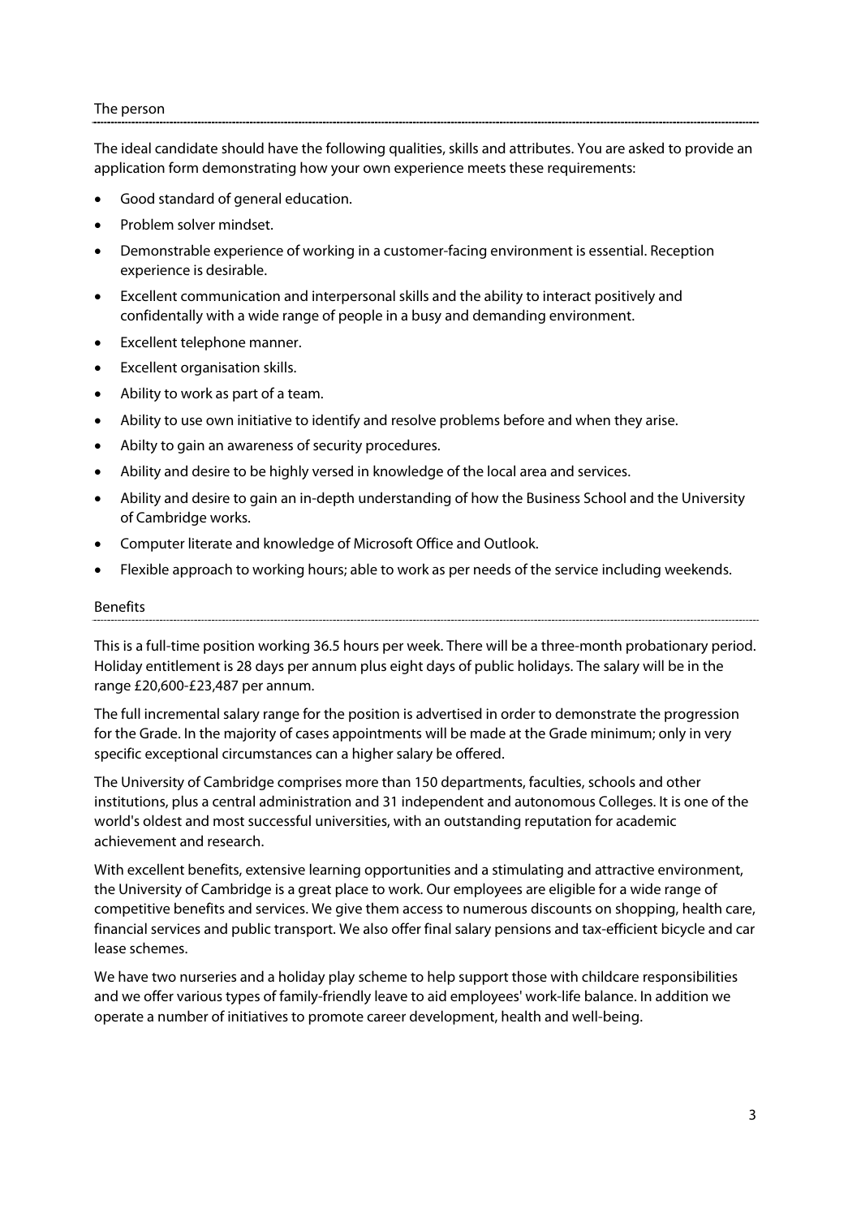## The person

The ideal candidate should have the following qualities, skills and attributes. You are asked to provide an application form demonstrating how your own experience meets these requirements:

- Good standard of general education.
- Problem solver mindset.
- Demonstrable experience of working in a customer-facing environment is essential. Reception experience is desirable.
- Excellent communication and interpersonal skills and the ability to interact positively and confidentally with a wide range of people in a busy and demanding environment.
- Excellent telephone manner.
- Excellent organisation skills.
- Ability to work as part of a team.
- Ability to use own initiative to identify and resolve problems before and when they arise.
- Abilty to gain an awareness of security procedures.
- Ability and desire to be highly versed in knowledge of the local area and services.
- Ability and desire to gain an in-depth understanding of how the Business School and the University of Cambridge works.
- Computer literate and knowledge of Microsoft Office and Outlook.
- Flexible approach to working hours; able to work as per needs of the service including weekends.

## Benefits

This is a full-time position working 36.5 hours per week. There will be a three-month probationary period. Holiday entitlement is 28 days per annum plus eight days of public holidays. The salary will be in the range £20,600-£23,487 per annum.

The full incremental salary range for the position is advertised in order to demonstrate the progression for the Grade. In the majority of cases appointments will be made at the Grade minimum; only in very specific exceptional circumstances can a higher salary be offered.

The University of Cambridge comprises more than 150 departments, faculties, schools and other institutions, plus a central administration and 31 independent and autonomous Colleges. It is one of the world's oldest and most successful universities, with an outstanding reputation for academic achievement and research.

With excellent benefits, extensive learning opportunities and a stimulating and attractive environment, the University of Cambridge is a great place to work. Our employees are eligible for a wide range of competitive benefits and services. We give them access to numerous discounts on shopping, health care, financial services and public transport. We also offer final salary pensions and tax-efficient bicycle and car lease schemes.

We have two nurseries and a holiday play scheme to help support those with childcare responsibilities and we offer various types of family-friendly leave to aid employees' work-life balance. In addition we operate a number of initiatives to promote career development, health and well-being.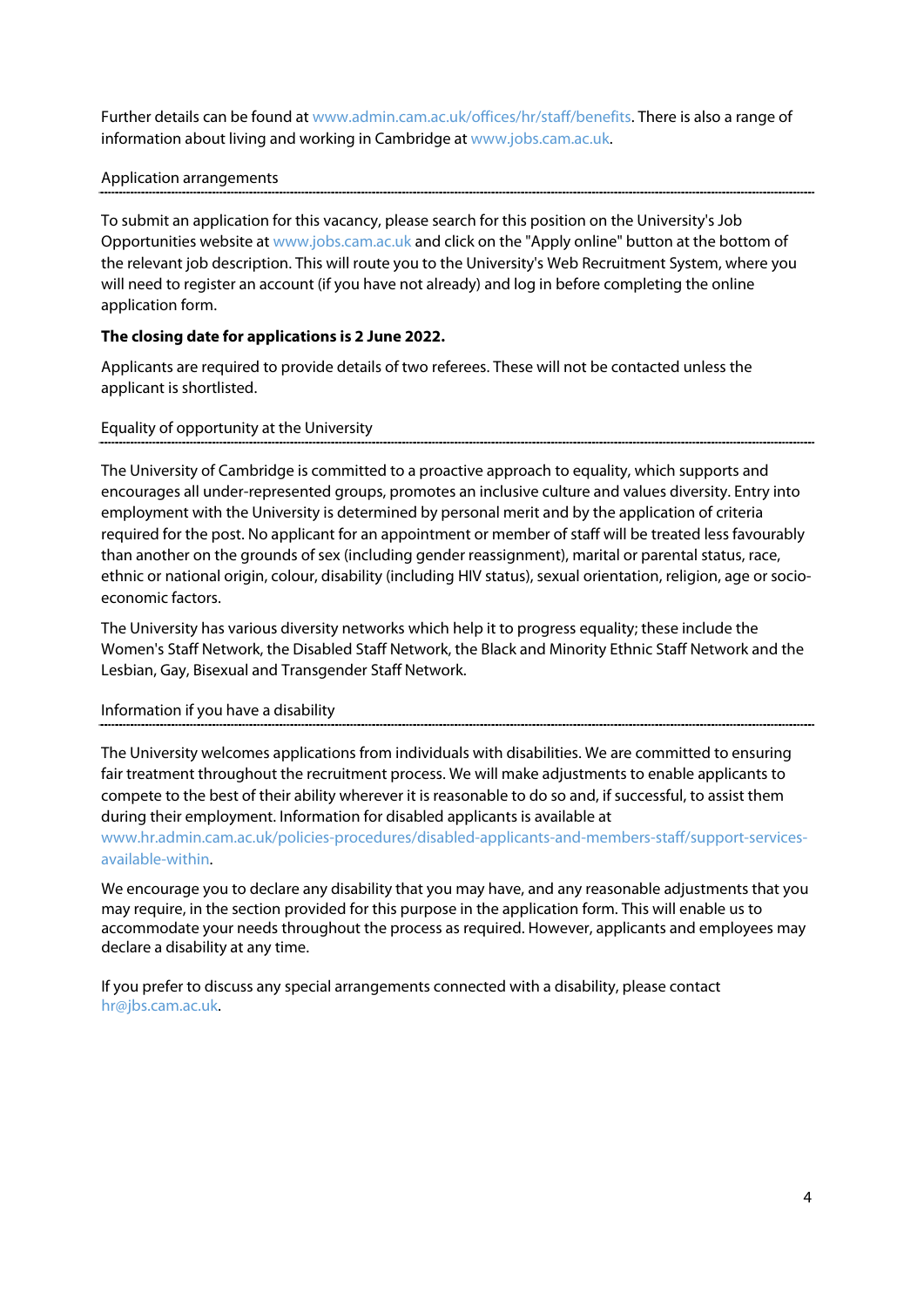Further details can be found at www.admin.cam.ac.uk/offices/hr/staff/benefits. There is also a range of information about living and working in Cambridge at www.jobs.cam.ac.uk.

## Application arrangements

To submit an application for this vacancy, please search for this position on the University's Job Opportunities website at www.jobs.cam.ac.uk and click on the "Apply online" button at the bottom of the relevant job description. This will route you to the University's Web Recruitment System, where you will need to register an account (if you have not already) and log in before completing the online application form.

**The closing date for applications is 2 June 2022.**

Applicants are required to provide details of two referees. These will not be contacted unless the applicant is shortlisted.

## Equality of opportunity at the University

The University of Cambridge is committed to a proactive approach to equality, which supports and encourages all under-represented groups, promotes an inclusive culture and values diversity. Entry into employment with the University is determined by personal merit and by the application of criteria required for the post. No applicant for an appointment or member of staff will be treated less favourably than another on the grounds of sex (including gender reassignment), marital or parental status, race, ethnic or national origin, colour, disability (including HIV status), sexual orientation, religion, age or socio-economic factors.

The University has various diversity networks which help it to progress equality; these include the Women's Staff Network, the Disabled Staff Network, the Black and Minority Ethnic Staff Network and the Lesbian, Gay, Bisexual and Transgender Staff Network.

## Information if you have a disability

The University welcomes applications from individuals with disabilities. We are committed to ensuring fair treatment throughout the recruitment process. We will make adjustments to enable applicants to compete to the best of their ability wherever it is reasonable to do so and, if successful, to assist them during their employment. Information for disabled applicants is available at www.hr.admin.cam.ac.uk/policies-procedures/disabled-applicants-and-members-staff/support-services-available-within.

We encourage you to declare any disability that you may have, and any reasonable adjustments that you may require, in the section provided for this purpose in the application form. This will enable us to accommodate your needs throughout the process as required. However, applicants and employees may declare a disability at any time.

If you prefer to discuss any special arrangements connected with a disability, please contact hr@jbs.cam.ac.uk.